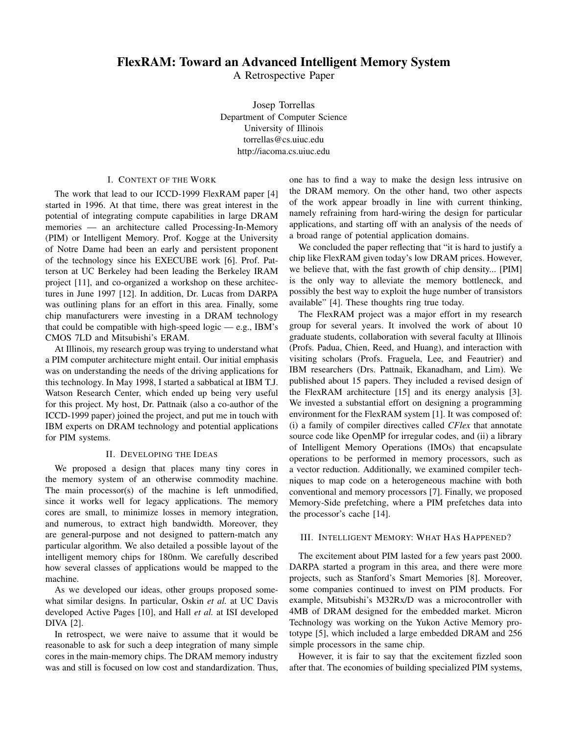# FlexRAM: Toward an Advanced Intelligent Memory System

A Retrospective Paper

Josep Torrellas
Department of Computer Science
University of Illinois
torrellas@cs.uiuc.edu
http://iacoma.cs.uiuc.edu

## I. Context of the Work

The work that lead to our ICCD-1999 FlexRAM paper [4] started in 1996. At that time, there was great interest in the potential of integrating compute capabilities in large DRAM memories — an architecture called Processing-In-Memory (PIM) or Intelligent Memory. Prof. Kogge at the University of Notre Dame had been an early and persistent proponent of the technology since his EXECUBE work [6]. Prof. Patterson at UC Berkeley had been leading the Berkeley IRAM project [11], and co-organized a workshop on these architectures in June 1997 [12]. In addition, Dr. Lucas from DARPA was outlining plans for an effort in this area. Finally, some chip manufacturers were investing in a DRAM technology that could be compatible with high-speed logic — e.g., IBM's CMOS 7LD and Mitsubishi's ERAM.

At Illinois, my research group was trying to understand what a PIM computer architecture might entail. Our initial emphasis was on understanding the needs of the driving applications for this technology. In May 1998, I started a sabbatical at IBM T.J. Watson Research Center, which ended up being very useful for this project. My host, Dr. Pattnaik (also a co-author of the ICCD-1999 paper) joined the project, and put me in touch with IBM experts on DRAM technology and potential applications for PIM systems.

## II. Developing the Ideas

We proposed a design that places many tiny cores in the memory system of an otherwise commodity machine. The main processor(s) of the machine is left unmodified, since it works well for legacy applications. The memory cores are small, to minimize losses in memory integration, and numerous, to extract high bandwidth. Moreover, they are general-purpose and not designed to pattern-match any particular algorithm. We also detailed a possible layout of the intelligent memory chips for 180nm. We carefully described how several classes of applications would be mapped to the machine.

As we developed our ideas, other groups proposed somewhat similar designs. In particular, Oskin *et al.* at UC Davis developed Active Pages [10], and Hall *et al.* at ISI developed DIVA [2].

In retrospect, we were naive to assume that it would be reasonable to ask for such a deep integration of many simple cores in the main-memory chips. The DRAM memory industry was and still is focused on low cost and standardization. Thus, one has to find a way to make the design less intrusive on the DRAM memory. On the other hand, two other aspects of the work appear broadly in line with current thinking, namely refraining from hard-wiring the design for particular applications, and starting off with an analysis of the needs of a broad range of potential application domains.

We concluded the paper reflecting that "it is hard to justify a chip like FlexRAM given today's low DRAM prices. However, we believe that, with the fast growth of chip density... [PIM] is the only way to alleviate the memory bottleneck, and possibly the best way to exploit the huge number of transistors available" [4]. These thoughts ring true today.

The FlexRAM project was a major effort in my research group for several years. It involved the work of about 10 graduate students, collaboration with several faculty at Illinois (Profs. Padua, Chien, Reed, and Huang), and interaction with visiting scholars (Profs. Fraguela, Lee, and Feautrier) and IBM researchers (Drs. Pattnaik, Ekanadham, and Lim). We published about 15 papers. They included a revised design of the FlexRAM architecture [15] and its energy analysis [3]. We invested a substantial effort on designing a programming environment for the FlexRAM system [1]. It was composed of: (i) a family of compiler directives called *CFlex* that annotate source code like OpenMP for irregular codes, and (ii) a library of Intelligent Memory Operations (IMOs) that encapsulate operations to be performed in memory processors, such as a vector reduction. Additionally, we examined compiler techniques to map code on a heterogeneous machine with both conventional and memory processors [7]. Finally, we proposed Memory-Side prefetching, where a PIM prefetches data into the processor's cache [14].

## III. Intelligent Memory: What Has Happened?

The excitement about PIM lasted for a few years past 2000. DARPA started a program in this area, and there were more projects, such as Stanford's Smart Memories [8]. Moreover, some companies continued to invest on PIM products. For example, Mitsubishi's M32Rx/D was a microcontroller with 4MB of DRAM designed for the embedded market. Micron Technology was working on the Yukon Active Memory prototype [5], which included a large embedded DRAM and 256 simple processors in the same chip.

However, it is fair to say that the excitement fizzled soon after that. The economies of building specialized PIM systems,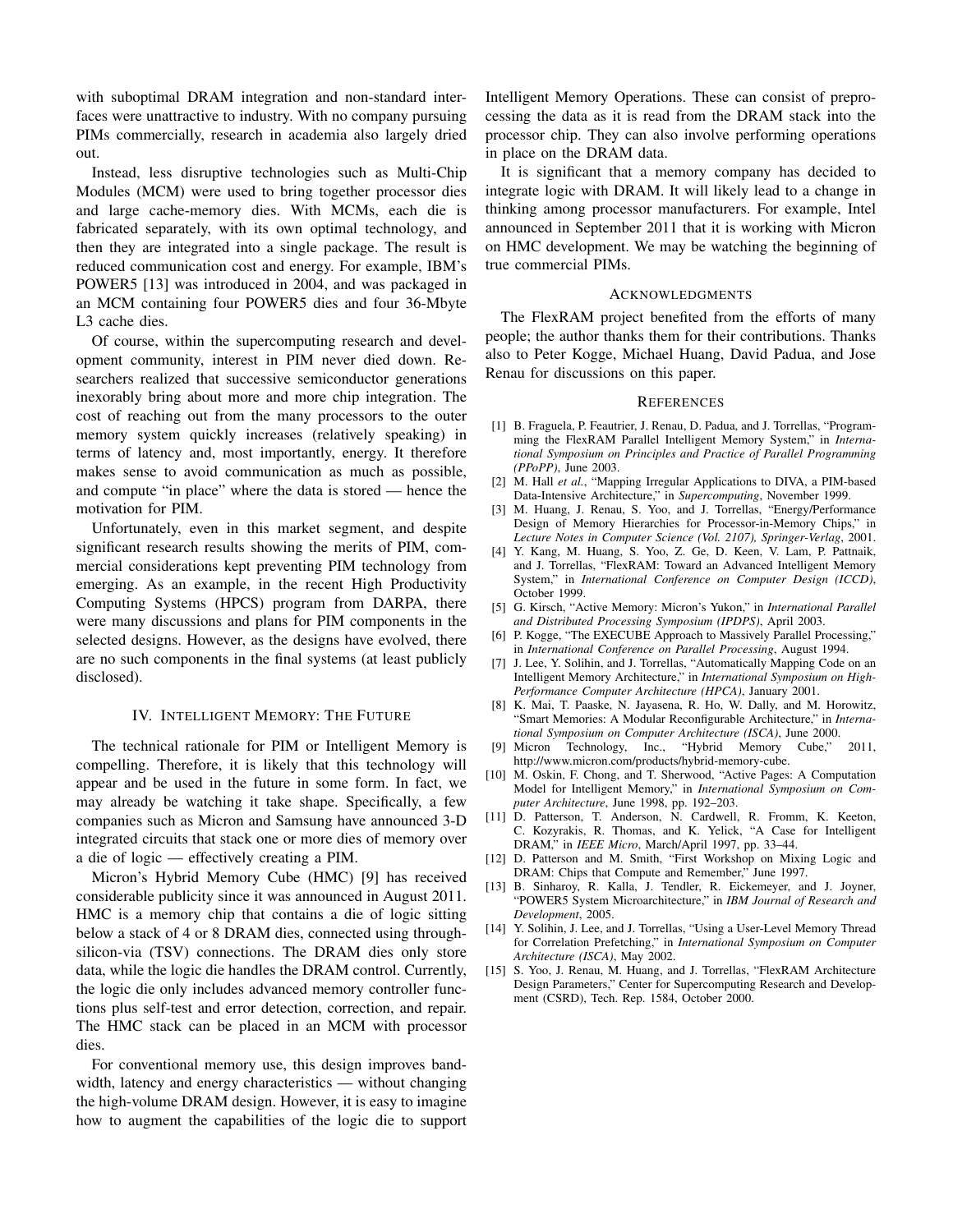with suboptimal DRAM integration and non-standard interfaces were unattractive to industry. With no company pursuing PIMs commercially, research in academia also largely dried out.

Instead, less disruptive technologies such as Multi-Chip Modules (MCM) were used to bring together processor dies and large cache-memory dies. With MCMs, each die is fabricated separately, with its own optimal technology, and then they are integrated into a single package. The result is reduced communication cost and energy. For example, IBM's POWER5 [13] was introduced in 2004, and was packaged in an MCM containing four POWER5 dies and four 36-Mbyte L3 cache dies.

Of course, within the supercomputing research and development community, interest in PIM never died down. Researchers realized that successive semiconductor generations inexorably bring about more and more chip integration. The cost of reaching out from the many processors to the outer memory system quickly increases (relatively speaking) in terms of latency and, most importantly, energy. It therefore makes sense to avoid communication as much as possible, and compute "in place" where the data is stored — hence the motivation for PIM.

Unfortunately, even in this market segment, and despite significant research results showing the merits of PIM, commercial considerations kept preventing PIM technology from emerging. As an example, in the recent High Productivity Computing Systems (HPCS) program from DARPA, there were many discussions and plans for PIM components in the selected designs. However, as the designs have evolved, there are no such components in the final systems (at least publicly disclosed).

## IV. Intelligent Memory: The Future

The technical rationale for PIM or Intelligent Memory is compelling. Therefore, it is likely that this technology will appear and be used in the future in some form. In fact, we may already be watching it take shape. Specifically, a few companies such as Micron and Samsung have announced 3-D integrated circuits that stack one or more dies of memory over a die of logic — effectively creating a PIM.

Micron's Hybrid Memory Cube (HMC) [9] has received considerable publicity since it was announced in August 2011. HMC is a memory chip that contains a die of logic sitting below a stack of 4 or 8 DRAM dies, connected using through-silicon-via (TSV) connections. The DRAM dies only store data, while the logic die handles the DRAM control. Currently, the logic die only includes advanced memory controller functions plus self-test and error detection, correction, and repair. The HMC stack can be placed in an MCM with processor dies.

For conventional memory use, this design improves bandwidth, latency and energy characteristics — without changing the high-volume DRAM design. However, it is easy to imagine how to augment the capabilities of the logic die to support Intelligent Memory Operations. These can consist of preprocessing the data as it is read from the DRAM stack into the processor chip. They can also involve performing operations in place on the DRAM data.

It is significant that a memory company has decided to integrate logic with DRAM. It will likely lead to a change in thinking among processor manufacturers. For example, Intel announced in September 2011 that it is working with Micron on HMC development. We may be watching the beginning of true commercial PIMs.

## Acknowledgments

The FlexRAM project benefited from the efforts of many people; the author thanks them for their contributions. Thanks also to Peter Kogge, Michael Huang, David Padua, and Jose Renau for discussions on this paper.

## References

[1] B. Fraguela, P. Feautrier, J. Renau, D. Padua, and J. Torrellas, "Programming the FlexRAM Parallel Intelligent Memory System," in *International Symposium on Principles and Practice of Parallel Programming (PPoPP)*, June 2003.

[2] M. Hall *et al.*, "Mapping Irregular Applications to DIVA, a PIM-based Data-Intensive Architecture," in *Supercomputing*, November 1999.

[3] M. Huang, J. Renau, S. Yoo, and J. Torrellas, "Energy/Performance Design of Memory Hierarchies for Processor-in-Memory Chips," in *Lecture Notes in Computer Science (Vol. 2107), Springer-Verlag*, 2001.

[4] Y. Kang, M. Huang, S. Yoo, Z. Ge, D. Keen, V. Lam, P. Pattnaik, and J. Torrellas, "FlexRAM: Toward an Advanced Intelligent Memory System," in *International Conference on Computer Design (ICCD)*, October 1999.

[5] G. Kirsch, "Active Memory: Micron's Yukon," in *International Parallel and Distributed Processing Symposium (IPDPS)*, April 2003.

[6] P. Kogge, "The EXECUBE Approach to Massively Parallel Processing," in *International Conference on Parallel Processing*, August 1994.

[7] J. Lee, Y. Solihin, and J. Torrellas, "Automatically Mapping Code on an Intelligent Memory Architecture," in *International Symposium on High-Performance Computer Architecture (HPCA)*, January 2001.

[8] K. Mai, T. Paaske, N. Jayasena, R. Ho, W. Dally, and M. Horowitz, "Smart Memories: A Modular Reconfigurable Architecture," in *International Symposium on Computer Architecture (ISCA)*, June 2000.

[9] Micron Technology, Inc., "Hybrid Memory Cube," 2011, http://www.micron.com/products/hybrid-memory-cube.

[10] M. Oskin, F. Chong, and T. Sherwood, "Active Pages: A Computation Model for Intelligent Memory," in *International Symposium on Computer Architecture*, June 1998, pp. 192–203.

[11] D. Patterson, T. Anderson, N. Cardwell, R. Fromm, K. Keeton, C. Kozyrakis, R. Thomas, and K. Yelick, "A Case for Intelligent DRAM," in *IEEE Micro*, March/April 1997, pp. 33–44.

[12] D. Patterson and M. Smith, "First Workshop on Mixing Logic and DRAM: Chips that Compute and Remember," June 1997.

[13] B. Sinharoy, R. Kalla, J. Tendler, R. Eickemeyer, and J. Joyner, "POWER5 System Microarchitecture," in *IBM Journal of Research and Development*, 2005.

[14] Y. Solihin, J. Lee, and J. Torrellas, "Using a User-Level Memory Thread for Correlation Prefetching," in *International Symposium on Computer Architecture (ISCA)*, May 2002.

[15] S. Yoo, J. Renau, M. Huang, and J. Torrellas, "FlexRAM Architecture Design Parameters," Center for Supercomputing Research and Development (CSRD), Tech. Rep. 1584, October 2000.